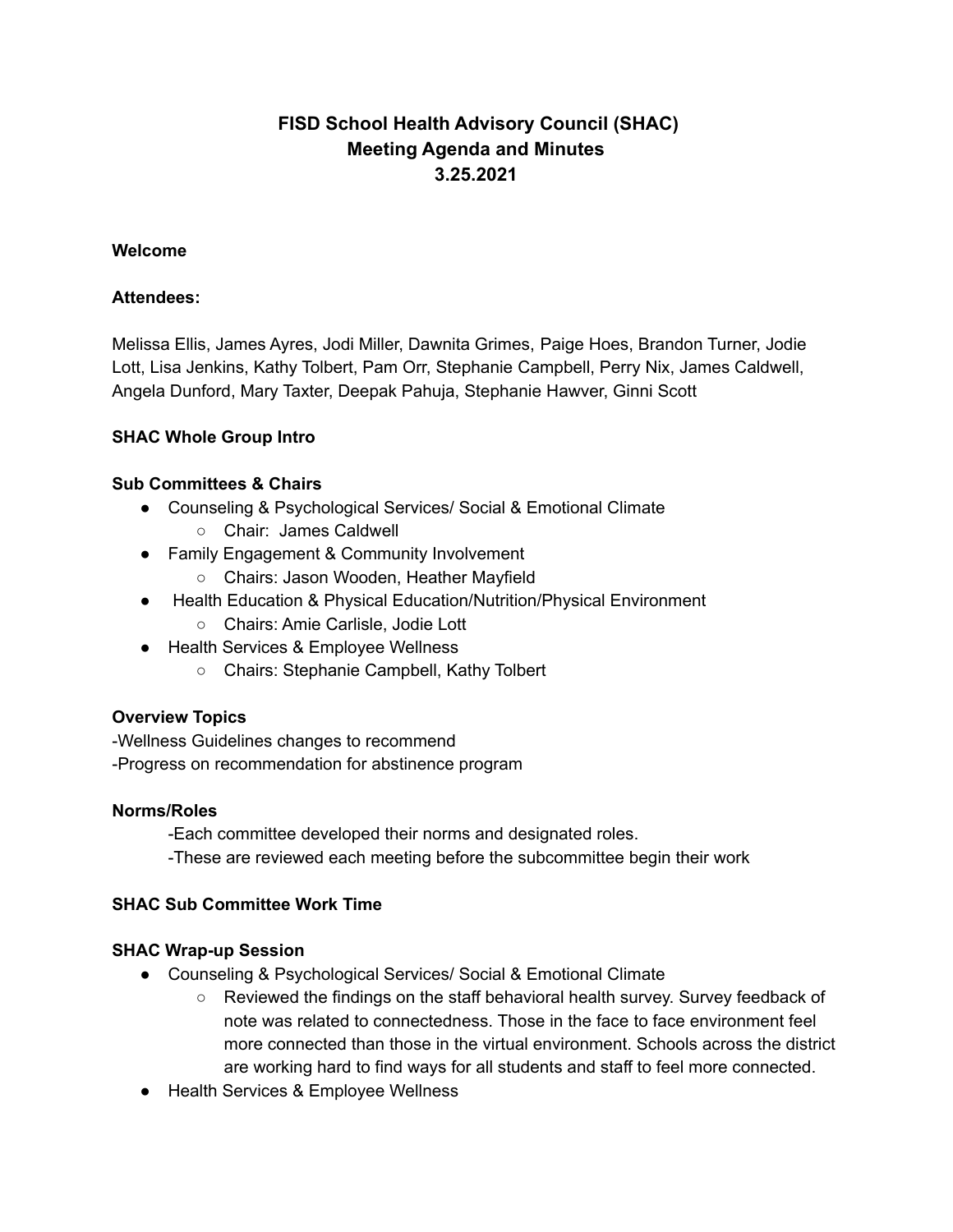# FISD School Health Advisory Council (SHAC)
# Meeting Agenda and Minutes
# 3.25.2021

**Welcome**

**Attendees:**

Melissa Ellis, James Ayres, Jodi Miller, Dawnita Grimes, Paige Hoes, Brandon Turner, Jodie Lott, Lisa Jenkins, Kathy Tolbert, Pam Orr, Stephanie Campbell, Perry Nix, James Caldwell, Angela Dunford, Mary Taxter, Deepak Pahuja, Stephanie Hawver, Ginni Scott

**SHAC Whole Group Intro**

**Sub Committees & Chairs**

- Counseling & Psychological Services/ Social & Emotional Climate
  - Chair: James Caldwell
- Family Engagement & Community Involvement
  - Chairs: Jason Wooden, Heather Mayfield
- Health Education & Physical Education/Nutrition/Physical Environment
  - Chairs: Amie Carlisle, Jodie Lott
- Health Services & Employee Wellness
  - Chairs: Stephanie Campbell, Kathy Tolbert

**Overview Topics**

-Wellness Guidelines changes to recommend
-Progress on recommendation for abstinence program

**Norms/Roles**

-Each committee developed their norms and designated roles.
-These are reviewed each meeting before the subcommittee begin their work

**SHAC Sub Committee Work Time**

**SHAC Wrap-up Session**

- Counseling & Psychological Services/ Social & Emotional Climate
  - Reviewed the findings on the staff behavioral health survey. Survey feedback of note was related to connectedness. Those in the face to face environment feel more connected than those in the virtual environment. Schools across the district are working hard to find ways for all students and staff to feel more connected.
- Health Services & Employee Wellness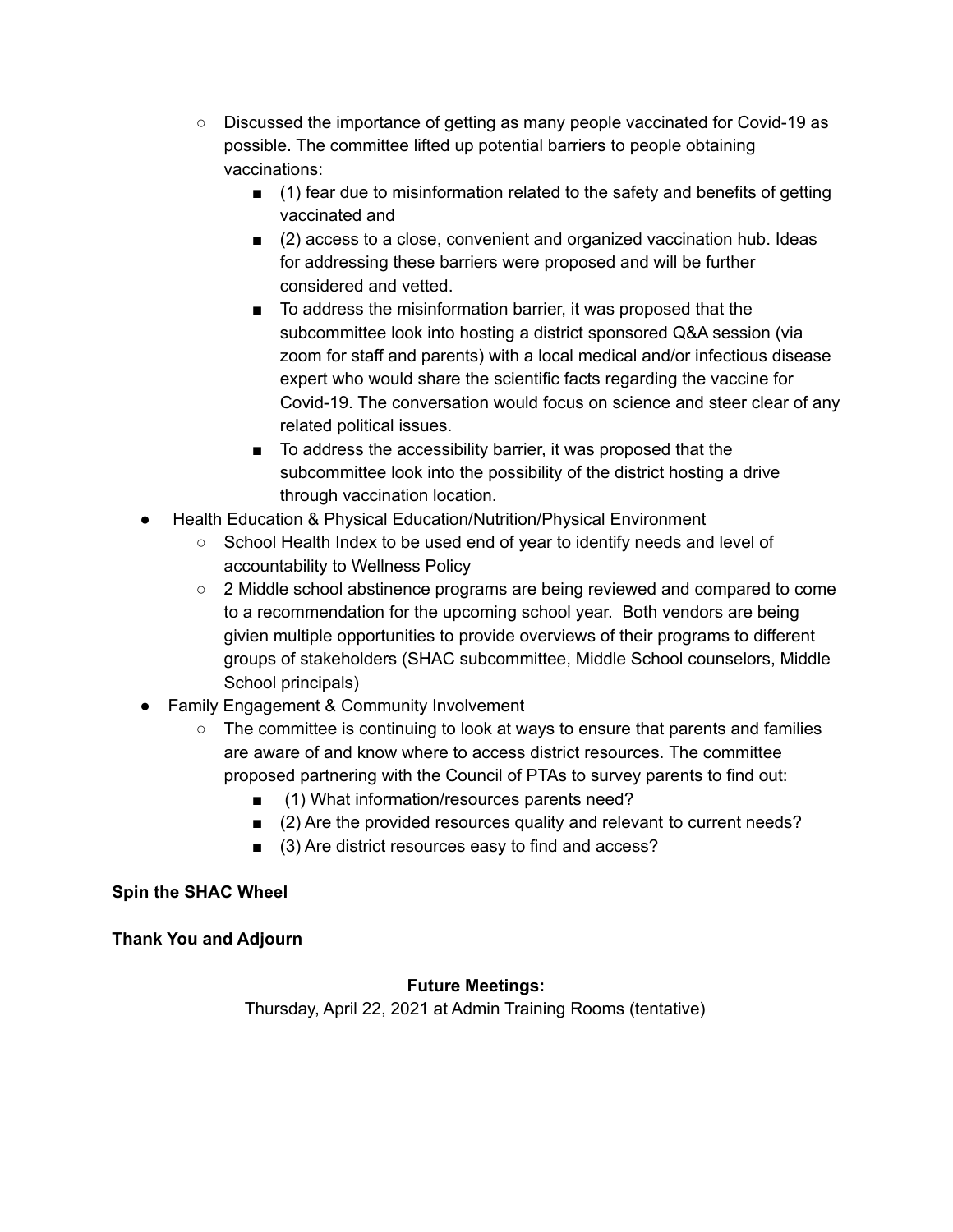- Discussed the importance of getting as many people vaccinated for Covid-19 as possible. The committee lifted up potential barriers to people obtaining vaccinations:
    - (1) fear due to misinformation related to the safety and benefits of getting vaccinated and
    - (2) access to a close, convenient and organized vaccination hub. Ideas for addressing these barriers were proposed and will be further considered and vetted.
    - To address the misinformation barrier, it was proposed that the subcommittee look into hosting a district sponsored Q&A session (via zoom for staff and parents) with a local medical and/or infectious disease expert who would share the scientific facts regarding the vaccine for Covid-19. The conversation would focus on science and steer clear of any related political issues.
    - To address the accessibility barrier, it was proposed that the subcommittee look into the possibility of the district hosting a drive through vaccination location.
- Health Education & Physical Education/Nutrition/Physical Environment
  - School Health Index to be used end of year to identify needs and level of accountability to Wellness Policy
  - 2 Middle school abstinence programs are being reviewed and compared to come to a recommendation for the upcoming school year. Both vendors are being givien multiple opportunities to provide overviews of their programs to different groups of stakeholders (SHAC subcommittee, Middle School counselors, Middle School principals)
- Family Engagement & Community Involvement
  - The committee is continuing to look at ways to ensure that parents and families are aware of and know where to access district resources. The committee proposed partnering with the Council of PTAs to survey parents to find out:
    - (1) What information/resources parents need?
    - (2) Are the provided resources quality and relevant to current needs?
    - (3) Are district resources easy to find and access?

**Spin the SHAC Wheel**

**Thank You and Adjourn**

**Future Meetings:**

Thursday, April 22, 2021 at Admin Training Rooms (tentative)